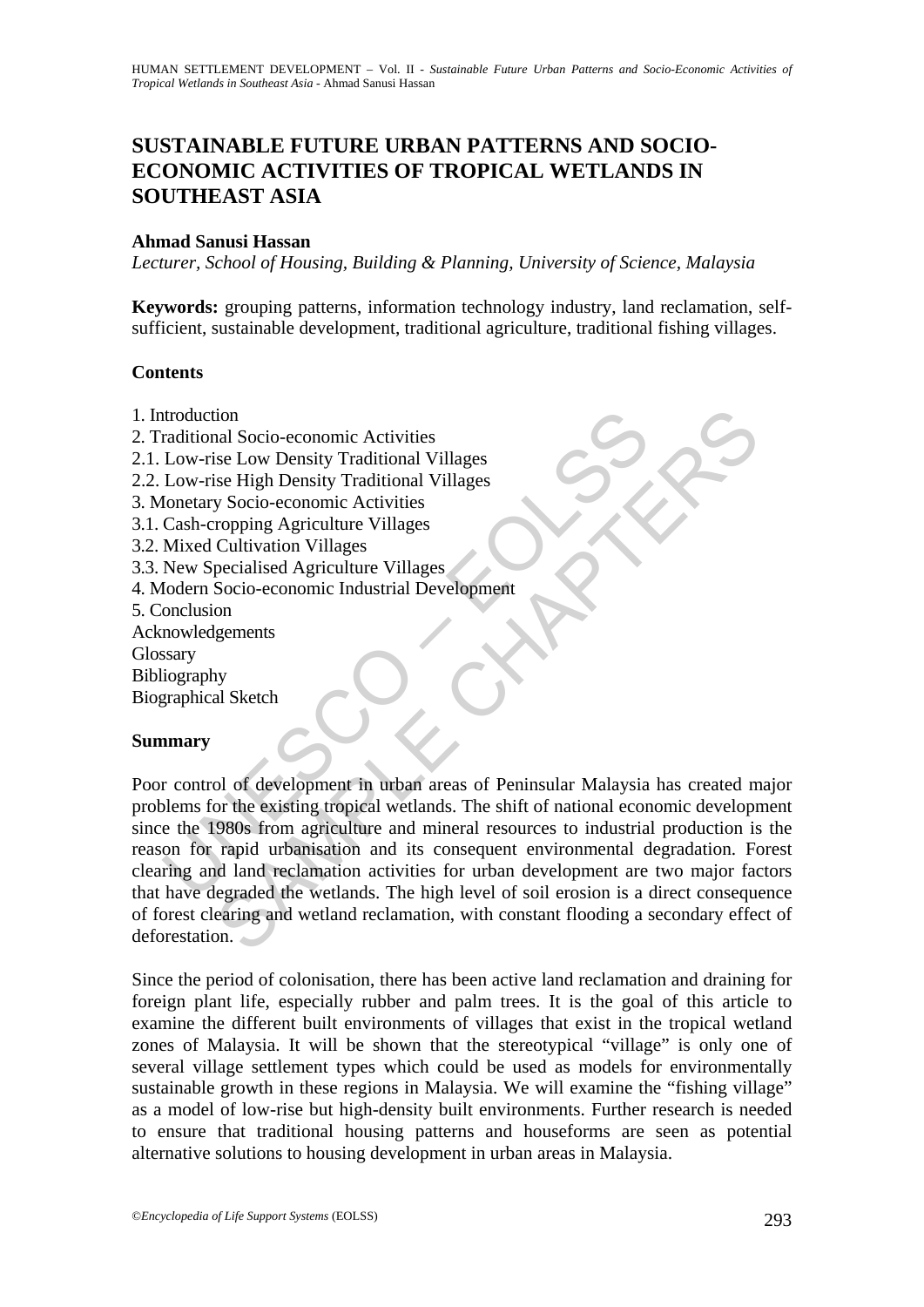# SUSTAINABLE FUTURE URBAN PATTERNS AND SOCIO-ECONOMIC ACTIVITIES OF TROPICAL WETLANDS IN SOUTHEAST ASIA

**Ahmad Sanusi Hassan**

*Lecturer, School of Housing, Building & Planning, University of Science, Malaysia*

**Keywords:** grouping patterns, information technology industry, land reclamation, self-sufficient, sustainable development, traditional agriculture, traditional fishing villages.

## Contents

1. Introduction
2. Traditional Socio-economic Activities
2.1. Low-rise Low Density Traditional Villages
2.2. Low-rise High Density Traditional Villages
3. Monetary Socio-economic Activities
3.1. Cash-cropping Agriculture Villages
3.2. Mixed Cultivation Villages
3.3. New Specialised Agriculture Villages
4. Modern Socio-economic Industrial Development
5. Conclusion

Acknowledgements
Glossary
Bibliography
Biographical Sketch

## Summary

Poor control of development in urban areas of Peninsular Malaysia has created major problems for the existing tropical wetlands. The shift of national economic development since the 1980s from agriculture and mineral resources to industrial production is the reason for rapid urbanisation and its consequent environmental degradation. Forest clearing and land reclamation activities for urban development are two major factors that have degraded the wetlands. The high level of soil erosion is a direct consequence of forest clearing and wetland reclamation, with constant flooding a secondary effect of deforestation.

Since the period of colonisation, there has been active land reclamation and draining for foreign plant life, especially rubber and palm trees. It is the goal of this article to examine the different built environments of villages that exist in the tropical wetland zones of Malaysia. It will be shown that the stereotypical "village" is only one of several village settlement types which could be used as models for environmentally sustainable growth in these regions in Malaysia. We will examine the "fishing village" as a model of low-rise but high-density built environments. Further research is needed to ensure that traditional housing patterns and houseforms are seen as potential alternative solutions to housing development in urban areas in Malaysia.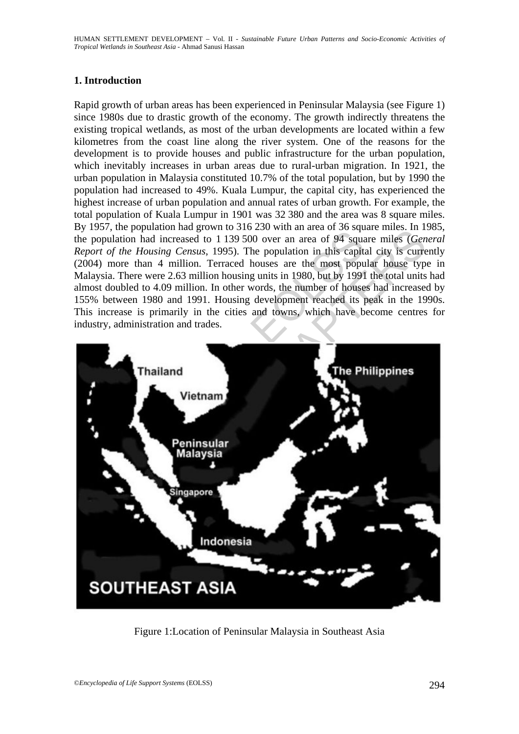## 1. Introduction

Rapid growth of urban areas has been experienced in Peninsular Malaysia (see Figure 1) since 1980s due to drastic growth of the economy. The growth indirectly threatens the existing tropical wetlands, as most of the urban developments are located within a few kilometres from the coast line along the river system. One of the reasons for the development is to provide houses and public infrastructure for the urban population, which inevitably increases in urban areas due to rural-urban migration. In 1921, the urban population in Malaysia constituted 10.7% of the total population, but by 1990 the population had increased to 49%. Kuala Lumpur, the capital city, has experienced the highest increase of urban population and annual rates of urban growth. For example, the total population of Kuala Lumpur in 1901 was 32 380 and the area was 8 square miles. By 1957, the population had grown to 316 230 with an area of 36 square miles. In 1985, the population had increased to 1 139 500 over an area of 94 square miles (*General Report of the Housing Census*, 1995). The population in this capital city is currently (2004) more than 4 million. Terraced houses are the most popular house type in Malaysia. There were 2.63 million housing units in 1980, but by 1991 the total units had almost doubled to 4.09 million. In other words, the number of houses had increased by 155% between 1980 and 1991. Housing development reached its peak in the 1990s. This increase is primarily in the cities and towns, which have become centres for industry, administration and trades.

Thailand
Vietnam
The Philippines
Peninsular Malaysia
Singapore
Indonesia
SOUTHEAST ASIA

Figure 1:Location of Peninsular Malaysia in Southeast Asia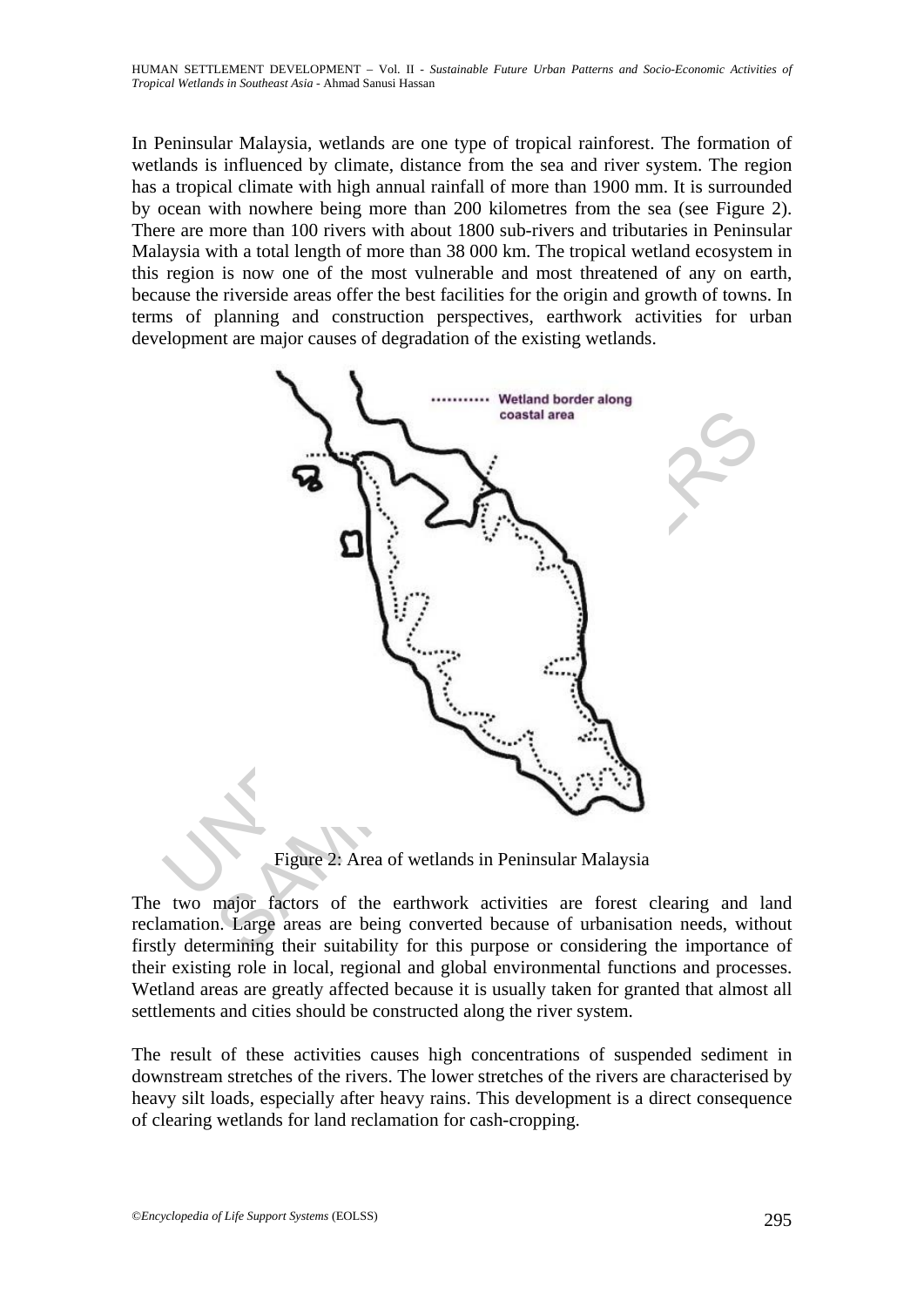In Peninsular Malaysia, wetlands are one type of tropical rainforest. The formation of wetlands is influenced by climate, distance from the sea and river system. The region has a tropical climate with high annual rainfall of more than 1900 mm. It is surrounded by ocean with nowhere being more than 200 kilometres from the sea (see Figure 2). There are more than 100 rivers with about 1800 sub-rivers and tributaries in Peninsular Malaysia with a total length of more than 38 000 km. The tropical wetland ecosystem in this region is now one of the most vulnerable and most threatened of any on earth, because the riverside areas offer the best facilities for the origin and growth of towns. In terms of planning and construction perspectives, earthwork activities for urban development are major causes of degradation of the existing wetlands.

Wetland border along coastal area

Figure 2: Area of wetlands in Peninsular Malaysia

The two major factors of the earthwork activities are forest clearing and land reclamation. Large areas are being converted because of urbanisation needs, without firstly determining their suitability for this purpose or considering the importance of their existing role in local, regional and global environmental functions and processes. Wetland areas are greatly affected because it is usually taken for granted that almost all settlements and cities should be constructed along the river system.

The result of these activities causes high concentrations of suspended sediment in downstream stretches of the rivers. The lower stretches of the rivers are characterised by heavy silt loads, especially after heavy rains. This development is a direct consequence of clearing wetlands for land reclamation for cash-cropping.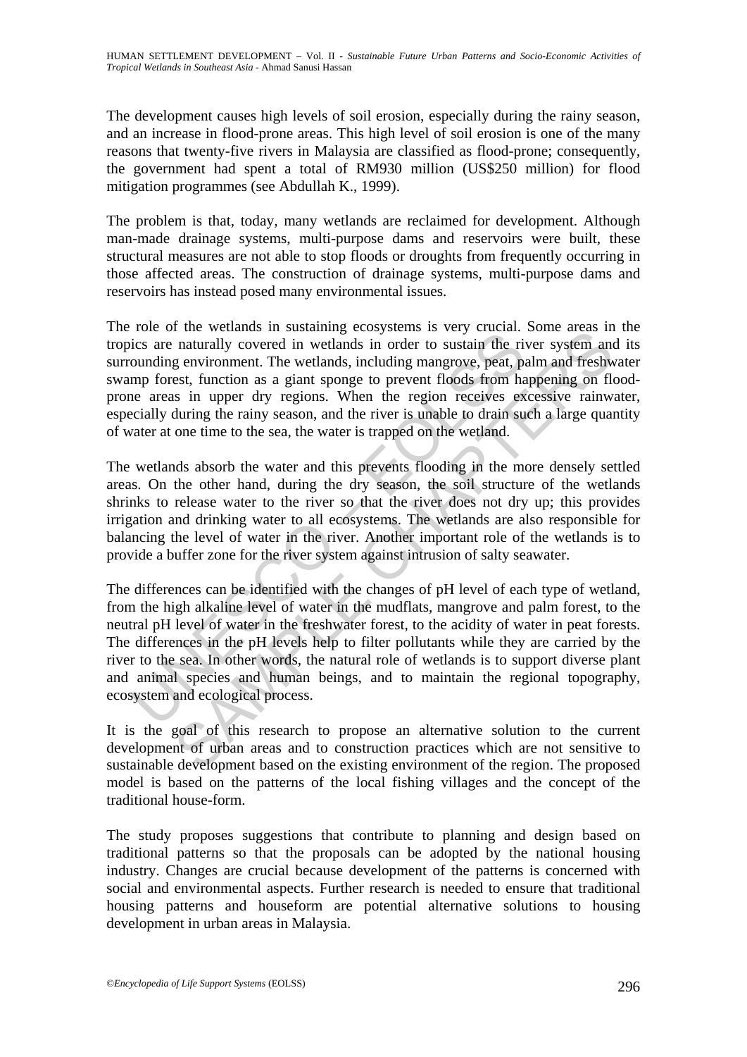The development causes high levels of soil erosion, especially during the rainy season, and an increase in flood-prone areas. This high level of soil erosion is one of the many reasons that twenty-five rivers in Malaysia are classified as flood-prone; consequently, the government had spent a total of RM930 million (US$250 million) for flood mitigation programmes (see Abdullah K., 1999).

The problem is that, today, many wetlands are reclaimed for development. Although man-made drainage systems, multi-purpose dams and reservoirs were built, these structural measures are not able to stop floods or droughts from frequently occurring in those affected areas. The construction of drainage systems, multi-purpose dams and reservoirs has instead posed many environmental issues.

The role of the wetlands in sustaining ecosystems is very crucial. Some areas in the tropics are naturally covered in wetlands in order to sustain the river system and its surrounding environment. The wetlands, including mangrove, peat, palm and freshwater swamp forest, function as a giant sponge to prevent floods from happening on flood-prone areas in upper dry regions. When the region receives excessive rainwater, especially during the rainy season, and the river is unable to drain such a large quantity of water at one time to the sea, the water is trapped on the wetland.

The wetlands absorb the water and this prevents flooding in the more densely settled areas. On the other hand, during the dry season, the soil structure of the wetlands shrinks to release water to the river so that the river does not dry up; this provides irrigation and drinking water to all ecosystems. The wetlands are also responsible for balancing the level of water in the river. Another important role of the wetlands is to provide a buffer zone for the river system against intrusion of salty seawater.

The differences can be identified with the changes of pH level of each type of wetland, from the high alkaline level of water in the mudflats, mangrove and palm forest, to the neutral pH level of water in the freshwater forest, to the acidity of water in peat forests. The differences in the pH levels help to filter pollutants while they are carried by the river to the sea. In other words, the natural role of wetlands is to support diverse plant and animal species and human beings, and to maintain the regional topography, ecosystem and ecological process.

It is the goal of this research to propose an alternative solution to the current development of urban areas and to construction practices which are not sensitive to sustainable development based on the existing environment of the region. The proposed model is based on the patterns of the local fishing villages and the concept of the traditional house-form.

The study proposes suggestions that contribute to planning and design based on traditional patterns so that the proposals can be adopted by the national housing industry. Changes are crucial because development of the patterns is concerned with social and environmental aspects. Further research is needed to ensure that traditional housing patterns and houseform are potential alternative solutions to housing development in urban areas in Malaysia.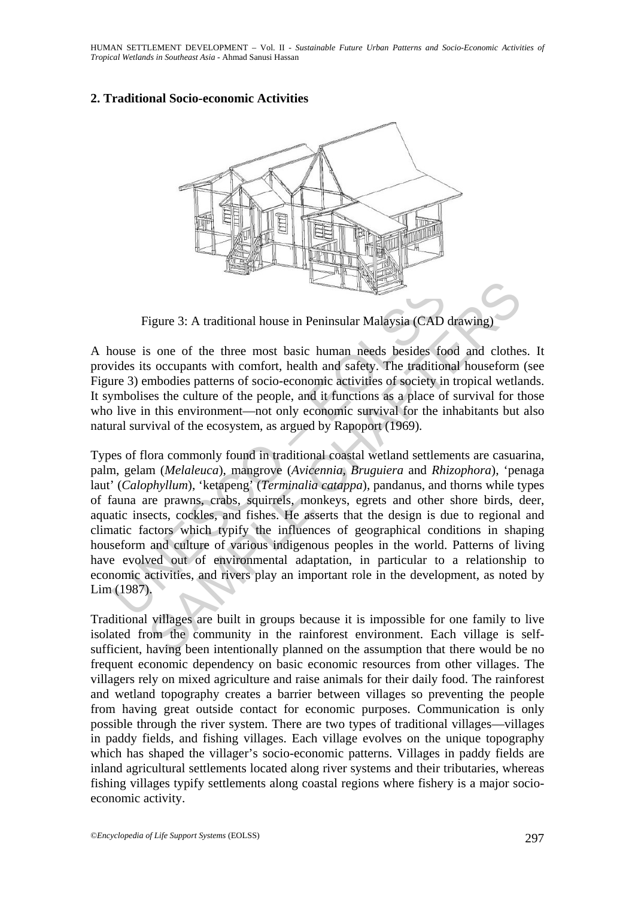## 2. Traditional Socio-economic Activities

Figure 3: A traditional house in Peninsular Malaysia (CAD drawing)

A house is one of the three most basic human needs besides food and clothes. It provides its occupants with comfort, health and safety. The traditional houseform (see Figure 3) embodies patterns of socio-economic activities of society in tropical wetlands. It symbolises the culture of the people, and it functions as a place of survival for those who live in this environment—not only economic survival for the inhabitants but also natural survival of the ecosystem, as argued by Rapoport (1969).

Types of flora commonly found in traditional coastal wetland settlements are casuarina, palm, gelam (*Melaleuca*), mangrove (*Avicennia*, *Bruguiera* and *Rhizophora*), 'penaga laut' (*Calophyllum*), 'ketapeng' (*Terminalia catappa*), pandanus, and thorns while types of fauna are prawns, crabs, squirrels, monkeys, egrets and other shore birds, deer, aquatic insects, cockles, and fishes. He asserts that the design is due to regional and climatic factors which typify the influences of geographical conditions in shaping houseform and culture of various indigenous peoples in the world. Patterns of living have evolved out of environmental adaptation, in particular to a relationship to economic activities, and rivers play an important role in the development, as noted by Lim (1987).

Traditional villages are built in groups because it is impossible for one family to live isolated from the community in the rainforest environment. Each village is self-sufficient, having been intentionally planned on the assumption that there would be no frequent economic dependency on basic economic resources from other villages. The villagers rely on mixed agriculture and raise animals for their daily food. The rainforest and wetland topography creates a barrier between villages so preventing the people from having great outside contact for economic purposes. Communication is only possible through the river system. There are two types of traditional villages—villages in paddy fields, and fishing villages. Each village evolves on the unique topography which has shaped the villager's socio-economic patterns. Villages in paddy fields are inland agricultural settlements located along river systems and their tributaries, whereas fishing villages typify settlements along coastal regions where fishery is a major socio-economic activity.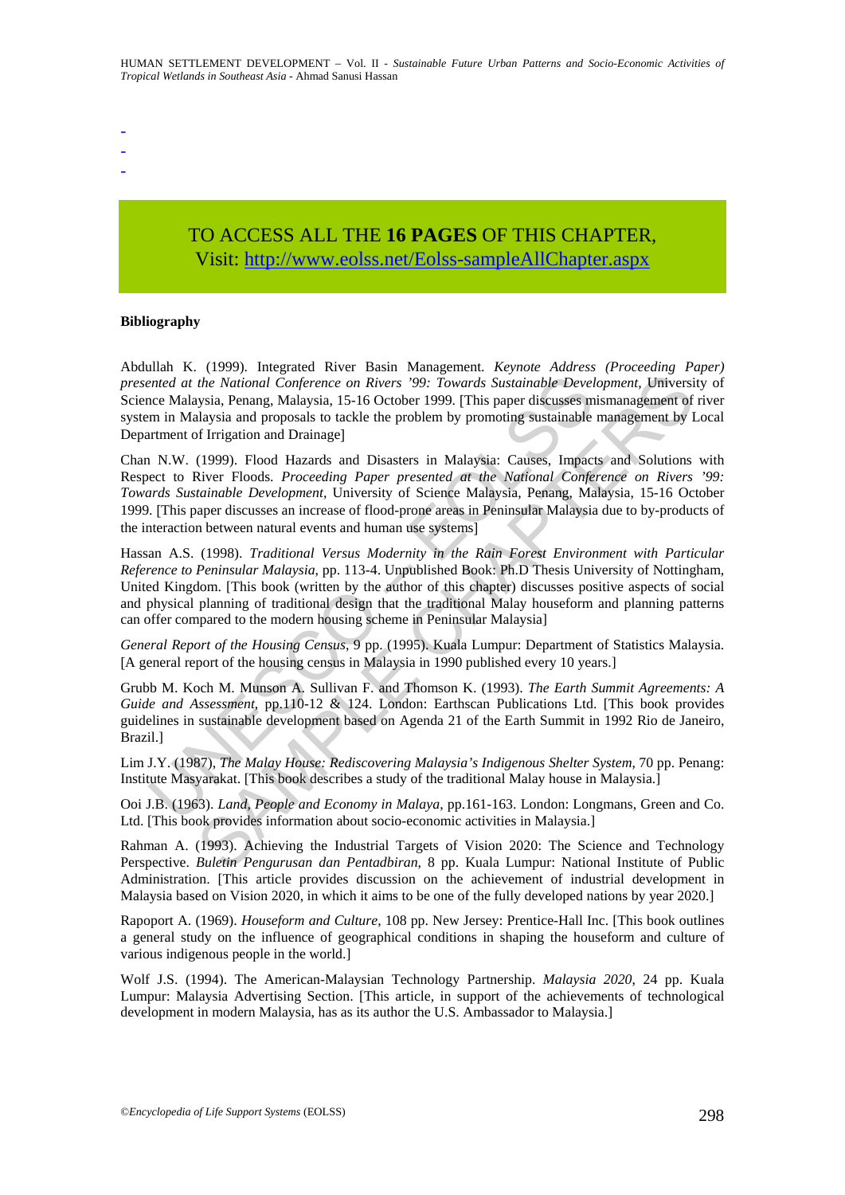-
-
-

TO ACCESS ALL THE **16 PAGES** OF THIS CHAPTER,
Visit: http://www.eolss.net/Eolss-sampleAllChapter.aspx

**Bibliography**

Abdullah K. (1999). Integrated River Basin Management. *Keynote Address (Proceeding Paper) presented at the National Conference on Rivers '99: Towards Sustainable Development*, University of Science Malaysia, Penang, Malaysia, 15-16 October 1999. [This paper discusses mismanagement of river system in Malaysia and proposals to tackle the problem by promoting sustainable management by Local Department of Irrigation and Drainage]

Chan N.W. (1999). Flood Hazards and Disasters in Malaysia: Causes, Impacts and Solutions with Respect to River Floods. *Proceeding Paper presented at the National Conference on Rivers '99: Towards Sustainable Development*, University of Science Malaysia, Penang, Malaysia, 15-16 October 1999. [This paper discusses an increase of flood-prone areas in Peninsular Malaysia due to by-products of the interaction between natural events and human use systems]

Hassan A.S. (1998). *Traditional Versus Modernity in the Rain Forest Environment with Particular Reference to Peninsular Malaysia*, pp. 113-4. Unpublished Book: Ph.D Thesis University of Nottingham, United Kingdom. [This book (written by the author of this chapter) discusses positive aspects of social and physical planning of traditional design that the traditional Malay houseform and planning patterns can offer compared to the modern housing scheme in Peninsular Malaysia]

*General Report of the Housing Census*, 9 pp. (1995). Kuala Lumpur: Department of Statistics Malaysia. [A general report of the housing census in Malaysia in 1990 published every 10 years.]

Grubb M. Koch M. Munson A. Sullivan F. and Thomson K. (1993). *The Earth Summit Agreements: A Guide and Assessment*, pp.110-12 & 124. London: Earthscan Publications Ltd. [This book provides guidelines in sustainable development based on Agenda 21 of the Earth Summit in 1992 Rio de Janeiro, Brazil.]

Lim J.Y. (1987), *The Malay House: Rediscovering Malaysia's Indigenous Shelter System*, 70 pp. Penang: Institute Masyarakat. [This book describes a study of the traditional Malay house in Malaysia.]

Ooi J.B. (1963). *Land, People and Economy in Malaya*, pp.161-163. London: Longmans, Green and Co. Ltd. [This book provides information about socio-economic activities in Malaysia.]

Rahman A. (1993). Achieving the Industrial Targets of Vision 2020: The Science and Technology Perspective. *Buletin Pengurusan dan Pentadbiran*, 8 pp. Kuala Lumpur: National Institute of Public Administration. [This article provides discussion on the achievement of industrial development in Malaysia based on Vision 2020, in which it aims to be one of the fully developed nations by year 2020.]

Rapoport A. (1969). *Houseform and Culture*, 108 pp. New Jersey: Prentice-Hall Inc. [This book outlines a general study on the influence of geographical conditions in shaping the houseform and culture of various indigenous people in the world.]

Wolf J.S. (1994). The American-Malaysian Technology Partnership. *Malaysia 2020*, 24 pp. Kuala Lumpur: Malaysia Advertising Section. [This article, in support of the achievements of technological development in modern Malaysia, has as its author the U.S. Ambassador to Malaysia.]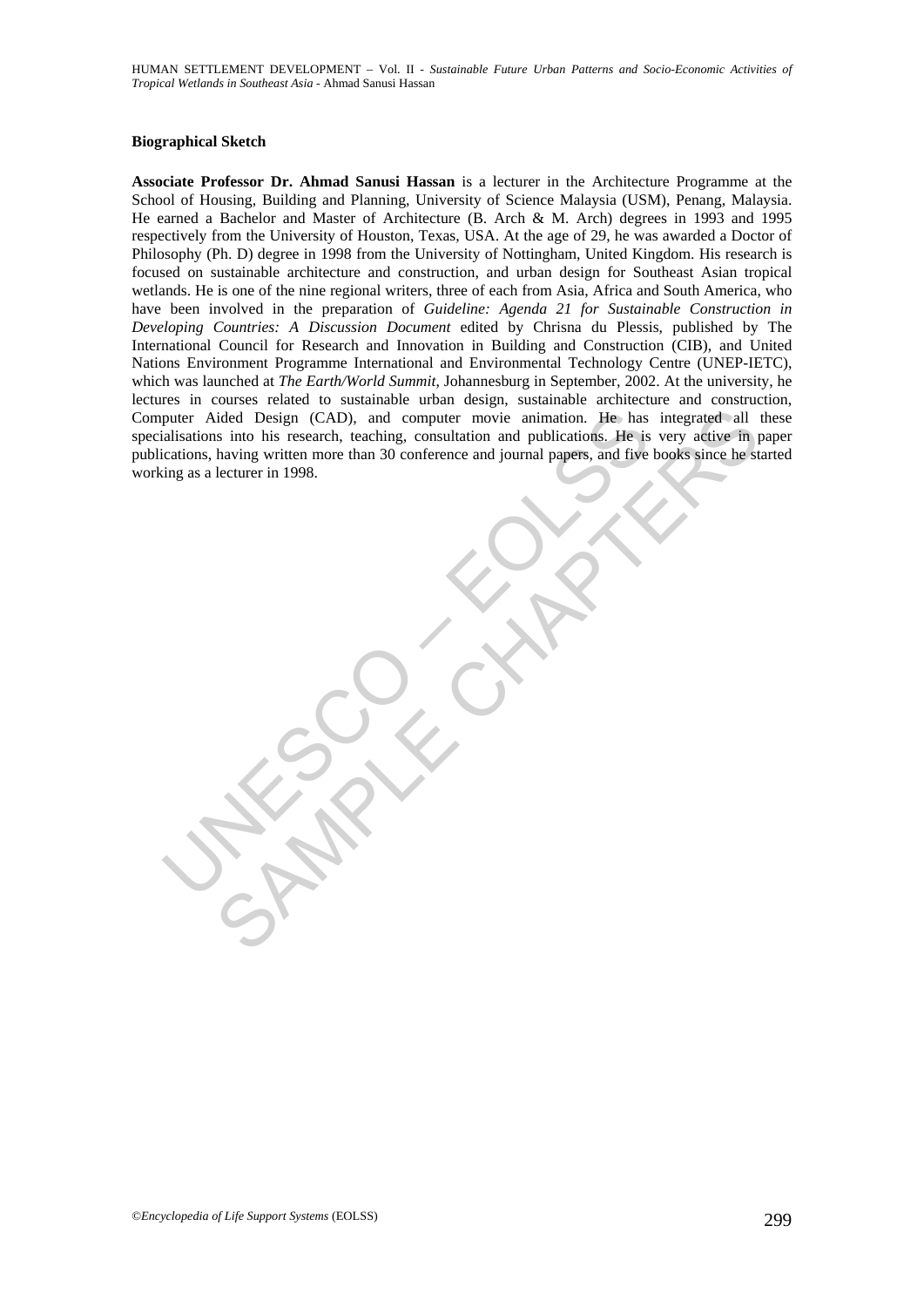### Biographical Sketch

**Associate Professor Dr. Ahmad Sanusi Hassan** is a lecturer in the Architecture Programme at the School of Housing, Building and Planning, University of Science Malaysia (USM), Penang, Malaysia. He earned a Bachelor and Master of Architecture (B. Arch & M. Arch) degrees in 1993 and 1995 respectively from the University of Houston, Texas, USA. At the age of 29, he was awarded a Doctor of Philosophy (Ph. D) degree in 1998 from the University of Nottingham, United Kingdom. His research is focused on sustainable architecture and construction, and urban design for Southeast Asian tropical wetlands. He is one of the nine regional writers, three of each from Asia, Africa and South America, who have been involved in the preparation of *Guideline: Agenda 21 for Sustainable Construction in Developing Countries: A Discussion Document* edited by Chrisna du Plessis, published by The International Council for Research and Innovation in Building and Construction (CIB), and United Nations Environment Programme International and Environmental Technology Centre (UNEP-IETC), which was launched at *The Earth/World Summit*, Johannesburg in September, 2002. At the university, he lectures in courses related to sustainable urban design, sustainable architecture and construction, Computer Aided Design (CAD), and computer movie animation. He has integrated all these specialisations into his research, teaching, consultation and publications. He is very active in paper publications, having written more than 30 conference and journal papers, and five books since he started working as a lecturer in 1998.